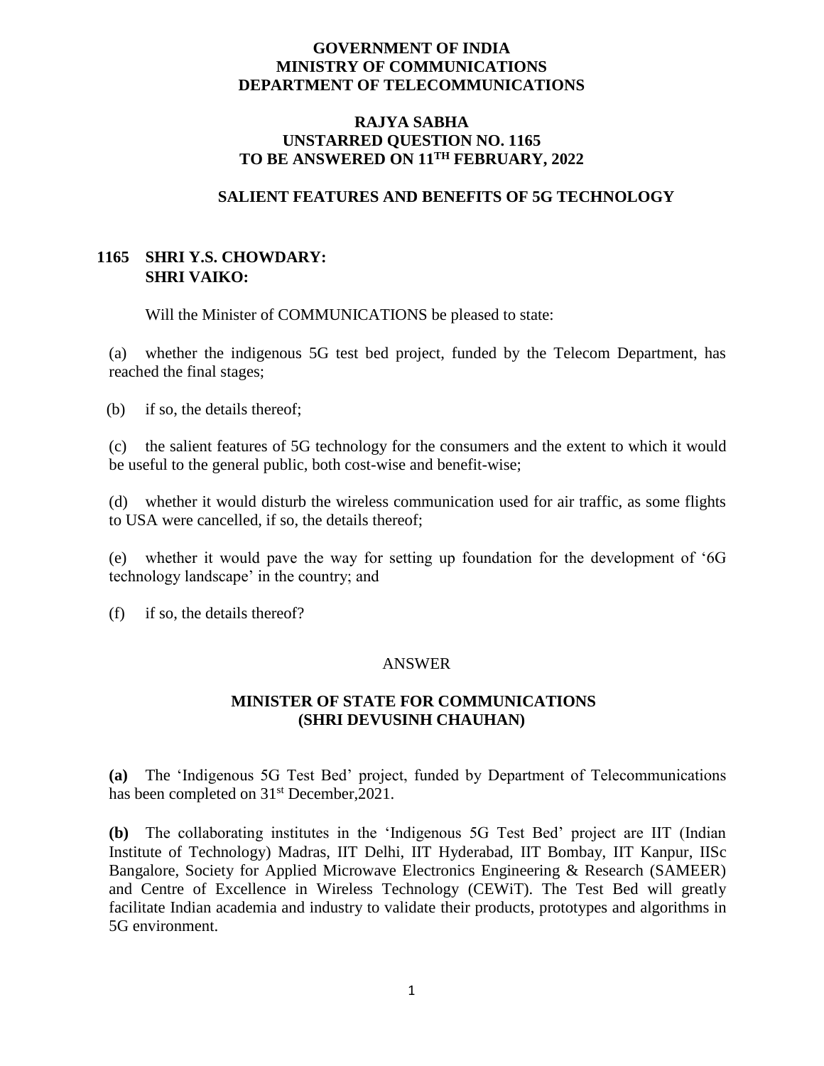**GOVERNMENT OF INDIA**
**MINISTRY OF COMMUNICATIONS**
**DEPARTMENT OF TELECOMMUNICATIONS**

**RAJYA SABHA**
**UNSTARRED QUESTION NO. 1165**
**TO BE ANSWERED ON 11TH FEBRUARY, 2022**

## SALIENT FEATURES AND BENEFITS OF 5G TECHNOLOGY

**1165 SHRI Y.S. CHOWDARY:**
**SHRI VAIKO:**

Will the Minister of COMMUNICATIONS be pleased to state:

(a) whether the indigenous 5G test bed project, funded by the Telecom Department, has reached the final stages;

(b) if so, the details thereof;

(c) the salient features of 5G technology for the consumers and the extent to which it would be useful to the general public, both cost-wise and benefit-wise;

(d) whether it would disturb the wireless communication used for air traffic, as some flights to USA were cancelled, if so, the details thereof;

(e) whether it would pave the way for setting up foundation for the development of '6G technology landscape' in the country; and

(f) if so, the details thereof?

ANSWER

**MINISTER OF STATE FOR COMMUNICATIONS**
**(SHRI DEVUSINH CHAUHAN)**

**(a)** The 'Indigenous 5G Test Bed' project, funded by Department of Telecommunications has been completed on 31st December,2021.

**(b)** The collaborating institutes in the 'Indigenous 5G Test Bed' project are IIT (Indian Institute of Technology) Madras, IIT Delhi, IIT Hyderabad, IIT Bombay, IIT Kanpur, IISc Bangalore, Society for Applied Microwave Electronics Engineering & Research (SAMEER) and Centre of Excellence in Wireless Technology (CEWiT). The Test Bed will greatly facilitate Indian academia and industry to validate their products, prototypes and algorithms in 5G environment.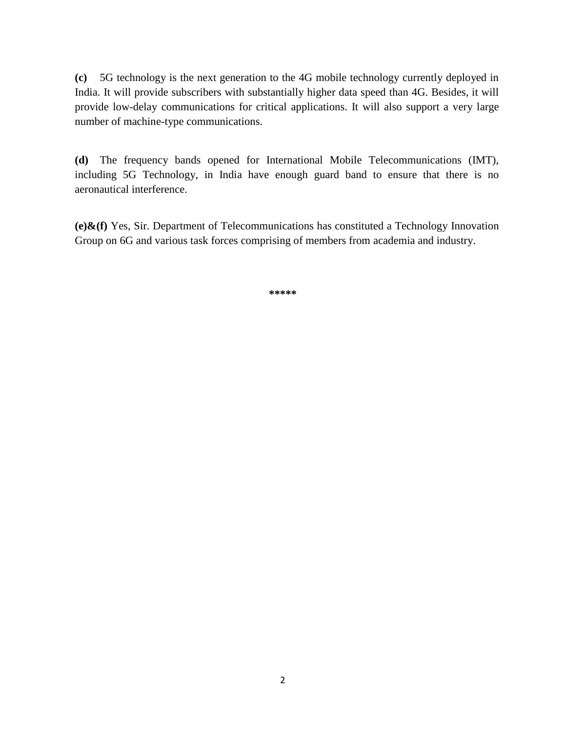**(c)** 5G technology is the next generation to the 4G mobile technology currently deployed in India. It will provide subscribers with substantially higher data speed than 4G. Besides, it will provide low-delay communications for critical applications. It will also support a very large number of machine-type communications.

**(d)** The frequency bands opened for International Mobile Telecommunications (IMT), including 5G Technology, in India have enough guard band to ensure that there is no aeronautical interference.

**(e)&(f)** Yes, Sir. Department of Telecommunications has constituted a Technology Innovation Group on 6G and various task forces comprising of members from academia and industry.

*****